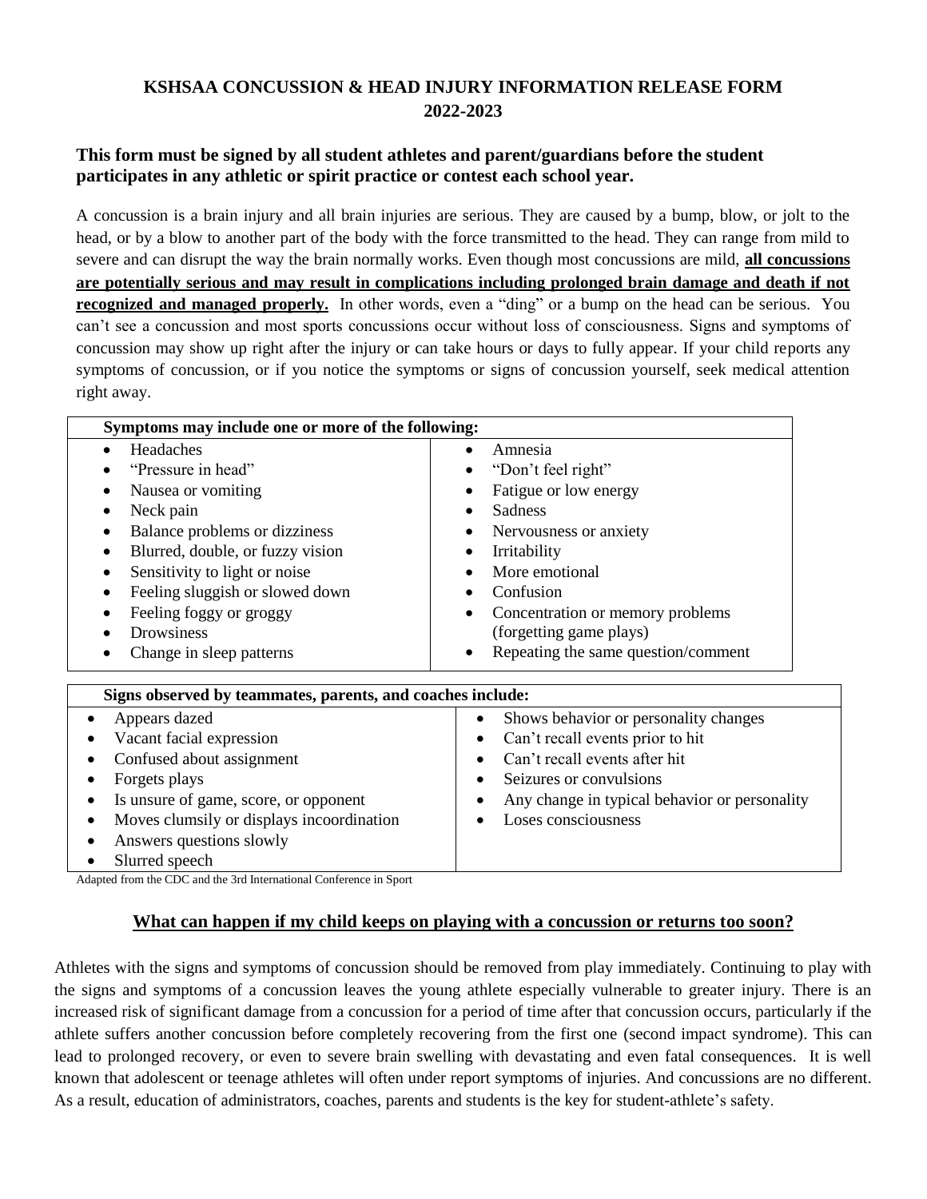# KSHSAA CONCUSSION & HEAD INJURY INFORMATION RELEASE FORM 2022-2023

**This form must be signed by all student athletes and parent/guardians before the student participates in any athletic or spirit practice or contest each school year.**

A concussion is a brain injury and all brain injuries are serious. They are caused by a bump, blow, or jolt to the head, or by a blow to another part of the body with the force transmitted to the head. They can range from mild to severe and can disrupt the way the brain normally works. Even though most concussions are mild, **all concussions are potentially serious and may result in complications including prolonged brain damage and death if not recognized and managed properly.** In other words, even a "ding" or a bump on the head can be serious. You can't see a concussion and most sports concussions occur without loss of consciousness. Signs and symptoms of concussion may show up right after the injury or can take hours or days to fully appear. If your child reports any symptoms of concussion, or if you notice the symptoms or signs of concussion yourself, seek medical attention right away.

| **Symptoms may include one or more of the following:** | |
|---|---|
| • Headaches | • Amnesia |
| • "Pressure in head" | • "Don't feel right" |
| • Nausea or vomiting | • Fatigue or low energy |
| • Neck pain | • Sadness |
| • Balance problems or dizziness | • Nervousness or anxiety |
| • Blurred, double, or fuzzy vision | • Irritability |
| • Sensitivity to light or noise | • More emotional |
| • Feeling sluggish or slowed down | • Confusion |
| • Feeling foggy or groggy | • Concentration or memory problems (forgetting game plays) |
| • Drowsiness | • Repeating the same question/comment |
| • Change in sleep patterns | |

| **Signs observed by teammates, parents, and coaches include:** | |
|---|---|
| • Appears dazed | • Shows behavior or personality changes |
| • Vacant facial expression | • Can't recall events prior to hit |
| • Confused about assignment | • Can't recall events after hit |
| • Forgets plays | • Seizures or convulsions |
| • Is unsure of game, score, or opponent | • Any change in typical behavior or personality |
| • Moves clumsily or displays incoordination | • Loses consciousness |
| • Answers questions slowly | |
| • Slurred speech | |

Adapted from the CDC and the 3rd International Conference in Sport

## What can happen if my child keeps on playing with a concussion or returns too soon?

Athletes with the signs and symptoms of concussion should be removed from play immediately. Continuing to play with the signs and symptoms of a concussion leaves the young athlete especially vulnerable to greater injury. There is an increased risk of significant damage from a concussion for a period of time after that concussion occurs, particularly if the athlete suffers another concussion before completely recovering from the first one (second impact syndrome). This can lead to prolonged recovery, or even to severe brain swelling with devastating and even fatal consequences. It is well known that adolescent or teenage athletes will often under report symptoms of injuries. And concussions are no different. As a result, education of administrators, coaches, parents and students is the key for student-athlete's safety.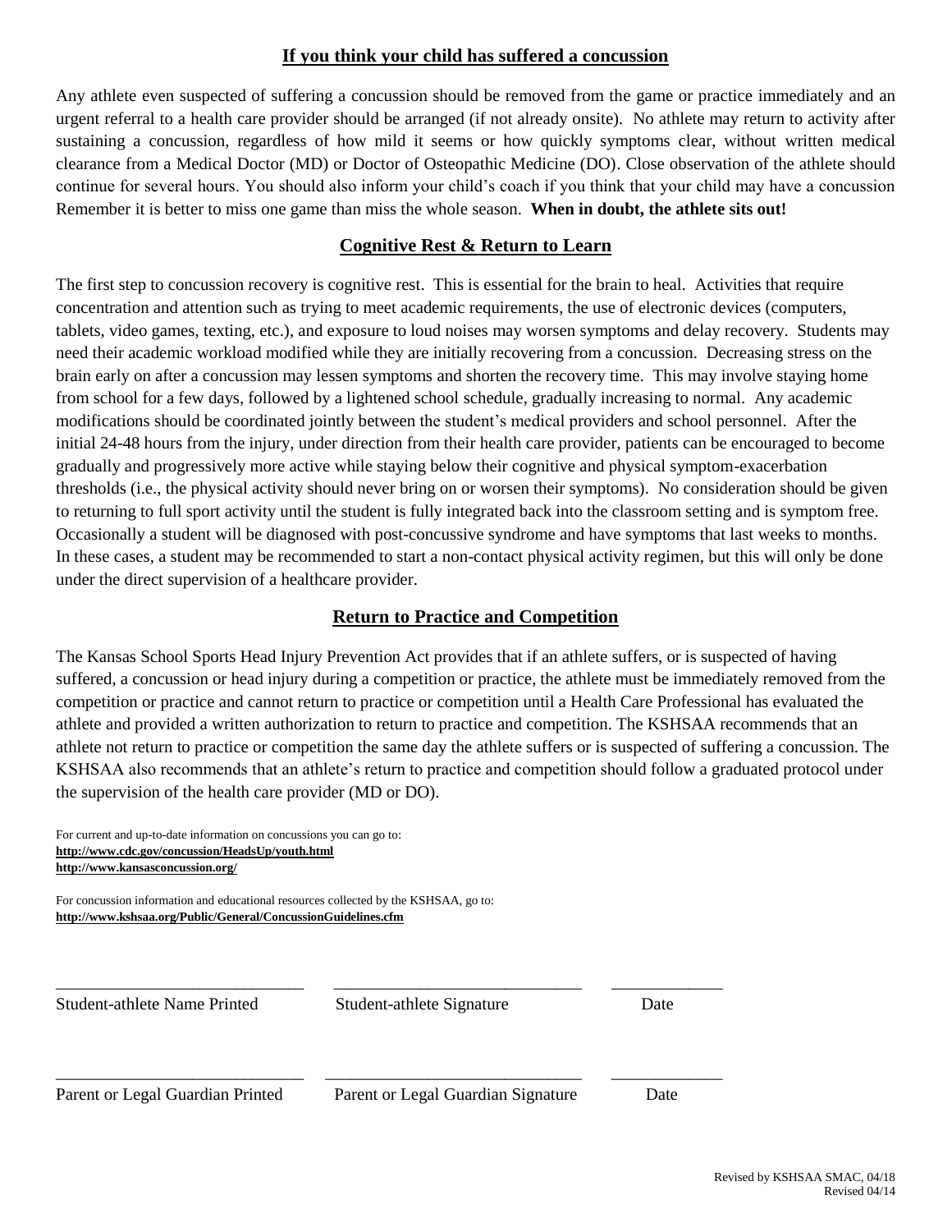## If you think your child has suffered a concussion

Any athlete even suspected of suffering a concussion should be removed from the game or practice immediately and an urgent referral to a health care provider should be arranged (if not already onsite). No athlete may return to activity after sustaining a concussion, regardless of how mild it seems or how quickly symptoms clear, without written medical clearance from a Medical Doctor (MD) or Doctor of Osteopathic Medicine (DO). Close observation of the athlete should continue for several hours. You should also inform your child's coach if you think that your child may have a concussion Remember it is better to miss one game than miss the whole season. **When in doubt, the athlete sits out!**

## Cognitive Rest & Return to Learn

The first step to concussion recovery is cognitive rest. This is essential for the brain to heal. Activities that require concentration and attention such as trying to meet academic requirements, the use of electronic devices (computers, tablets, video games, texting, etc.), and exposure to loud noises may worsen symptoms and delay recovery. Students may need their academic workload modified while they are initially recovering from a concussion. Decreasing stress on the brain early on after a concussion may lessen symptoms and shorten the recovery time. This may involve staying home from school for a few days, followed by a lightened school schedule, gradually increasing to normal. Any academic modifications should be coordinated jointly between the student's medical providers and school personnel. After the initial 24-48 hours from the injury, under direction from their health care provider, patients can be encouraged to become gradually and progressively more active while staying below their cognitive and physical symptom-exacerbation thresholds (i.e., the physical activity should never bring on or worsen their symptoms). No consideration should be given to returning to full sport activity until the student is fully integrated back into the classroom setting and is symptom free. Occasionally a student will be diagnosed with post-concussive syndrome and have symptoms that last weeks to months. In these cases, a student may be recommended to start a non-contact physical activity regimen, but this will only be done under the direct supervision of a healthcare provider.

## Return to Practice and Competition

The Kansas School Sports Head Injury Prevention Act provides that if an athlete suffers, or is suspected of having suffered, a concussion or head injury during a competition or practice, the athlete must be immediately removed from the competition or practice and cannot return to practice or competition until a Health Care Professional has evaluated the athlete and provided a written authorization to return to practice and competition. The KSHSAA recommends that an athlete not return to practice or competition the same day the athlete suffers or is suspected of suffering a concussion. The KSHSAA also recommends that an athlete's return to practice and competition should follow a graduated protocol under the supervision of the health care provider (MD or DO).

For current and up-to-date information on concussions you can go to:
**http://www.cdc.gov/concussion/HeadsUp/youth.html**
**http://www.kansasconcussion.org/**

For concussion information and educational resources collected by the KSHSAA, go to:
**http://www.kshsaa.org/Public/General/ConcussionGuidelines.cfm**

_____________________________ _____________________________ _____________

Student-athlete Name Printed Student-athlete Signature Date

_____________________________ _____________________________ _____________

Parent or Legal Guardian Printed Parent or Legal Guardian Signature Date

Revised by KSHSAA SMAC, 04/18
Revised 04/14